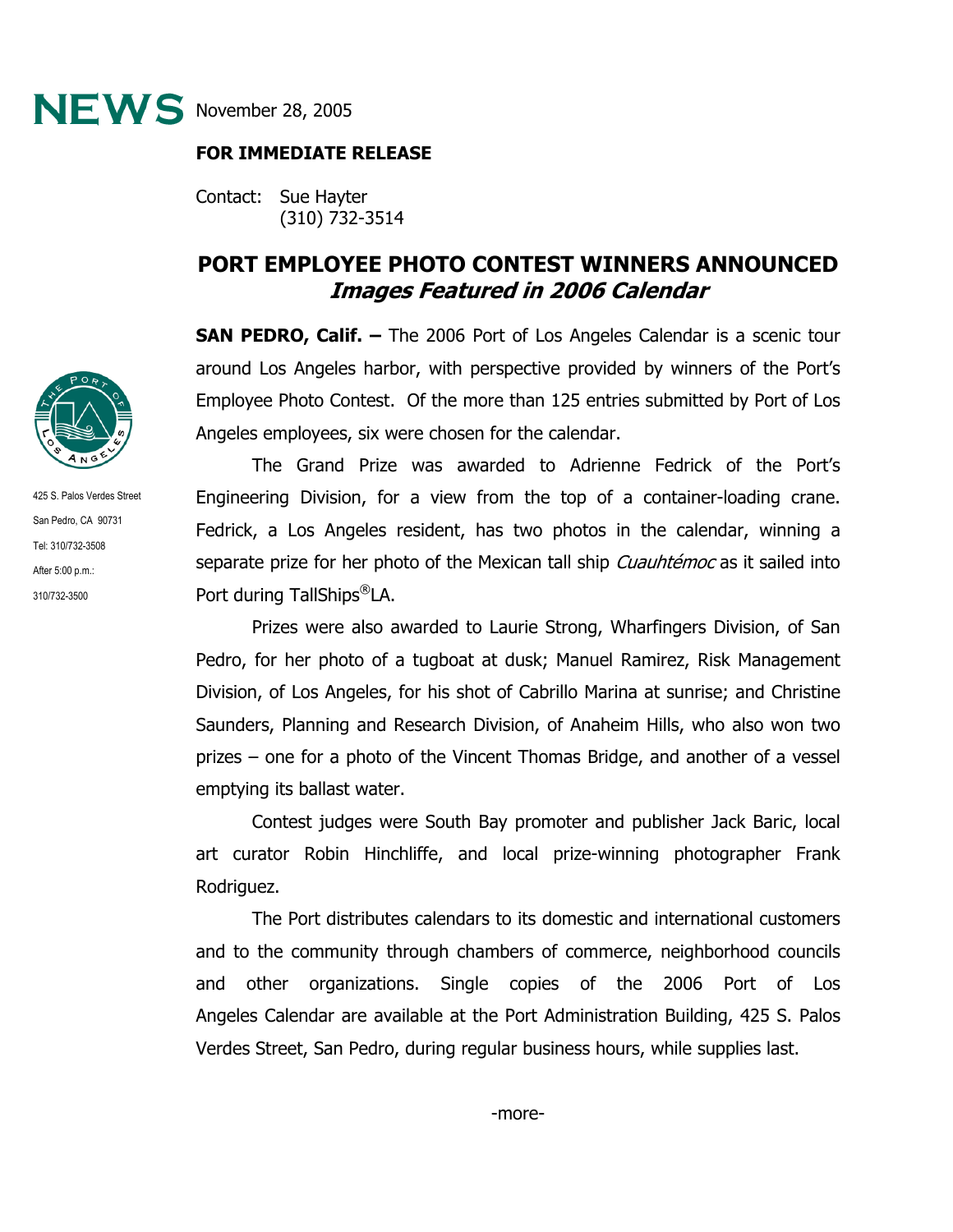**NEWS** November 28, 2005

**FOR IMMEDIATE RELEASE**

Contact: Sue Hayter
(310) 732-3514

425 S. Palos Verdes Street
San Pedro, CA 90731
Tel: 310/732-3508
After 5:00 p.m.:
310/732-3500

# PORT EMPLOYEE PHOTO CONTEST WINNERS ANNOUNCED
## *Images Featured in 2006 Calendar*

**SAN PEDRO, Calif. –** The 2006 Port of Los Angeles Calendar is a scenic tour around Los Angeles harbor, with perspective provided by winners of the Port's Employee Photo Contest. Of the more than 125 entries submitted by Port of Los Angeles employees, six were chosen for the calendar.

The Grand Prize was awarded to Adrienne Fedrick of the Port's Engineering Division, for a view from the top of a container-loading crane. Fedrick, a Los Angeles resident, has two photos in the calendar, winning a separate prize for her photo of the Mexican tall ship *Cuauhtémoc* as it sailed into Port during TallShips®LA.

Prizes were also awarded to Laurie Strong, Wharfingers Division, of San Pedro, for her photo of a tugboat at dusk; Manuel Ramirez, Risk Management Division, of Los Angeles, for his shot of Cabrillo Marina at sunrise; and Christine Saunders, Planning and Research Division, of Anaheim Hills, who also won two prizes – one for a photo of the Vincent Thomas Bridge, and another of a vessel emptying its ballast water.

Contest judges were South Bay promoter and publisher Jack Baric, local art curator Robin Hinchliffe, and local prize-winning photographer Frank Rodriguez.

The Port distributes calendars to its domestic and international customers and to the community through chambers of commerce, neighborhood councils and other organizations. Single copies of the 2006 Port of Los Angeles Calendar are available at the Port Administration Building, 425 S. Palos Verdes Street, San Pedro, during regular business hours, while supplies last.

-more-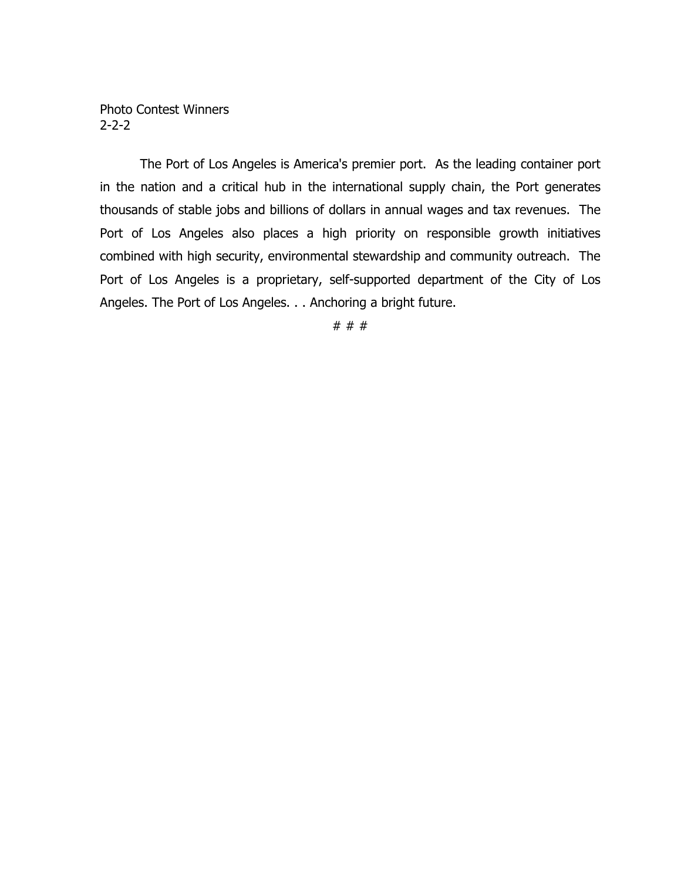The Port of Los Angeles is America's premier port. As the leading container port in the nation and a critical hub in the international supply chain, the Port generates thousands of stable jobs and billions of dollars in annual wages and tax revenues. The Port of Los Angeles also places a high priority on responsible growth initiatives combined with high security, environmental stewardship and community outreach. The Port of Los Angeles is a proprietary, self-supported department of the City of Los Angeles. The Port of Los Angeles. . . Anchoring a bright future.

# # #